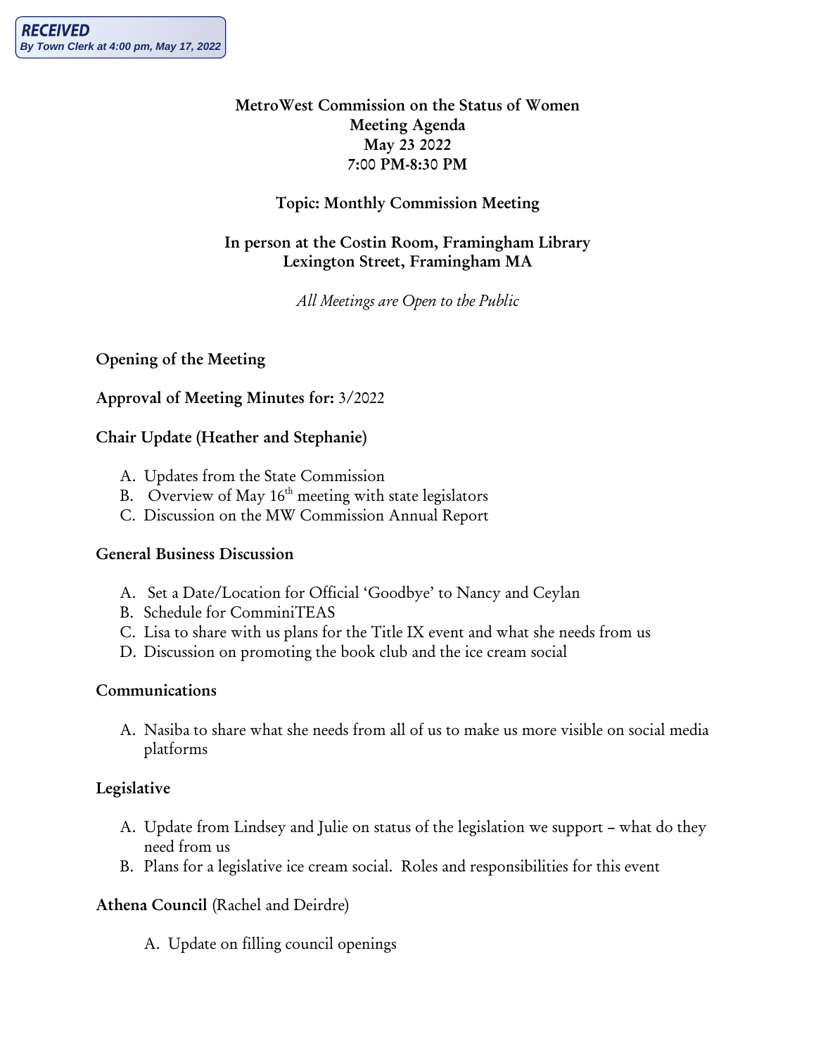**RECEIVED**
*By Town Clerk at 4:00 pm, May 17, 2022*

**MetroWest Commission on the Status of Women**
**Meeting Agenda**
**May 23 2022**
**7:00 PM-8:30 PM**

**Topic: Monthly Commission Meeting**

**In person at the Costin Room, Framingham Library**
**Lexington Street, Framingham MA**

*All Meetings are Open to the Public*

**Opening of the Meeting**

**Approval of Meeting Minutes for:** 3/2022

**Chair Update (Heather and Stephanie)**

A. Updates from the State Commission
B. Overview of May 16th meeting with state legislators
C. Discussion on the MW Commission Annual Report

**General Business Discussion**

A. Set a Date/Location for Official 'Goodbye' to Nancy and Ceylan
B. Schedule for ComminiTEAS
C. Lisa to share with us plans for the Title IX event and what she needs from us
D. Discussion on promoting the book club and the ice cream social

**Communications**

A. Nasiba to share what she needs from all of us to make us more visible on social media platforms

**Legislative**

A. Update from Lindsey and Julie on status of the legislation we support – what do they need from us
B. Plans for a legislative ice cream social. Roles and responsibilities for this event

**Athena Council** (Rachel and Deirdre)

A. Update on filling council openings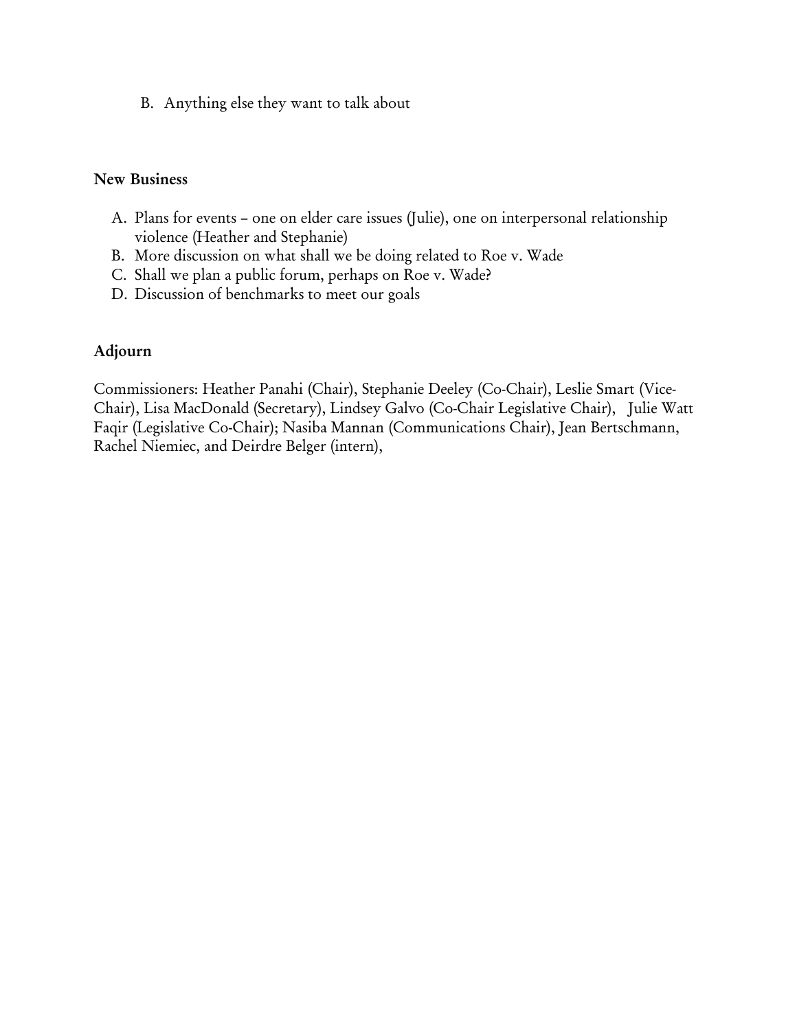B. Anything else they want to talk about

## New Business

A. Plans for events – one on elder care issues (Julie), one on interpersonal relationship violence (Heather and Stephanie)
B. More discussion on what shall we be doing related to Roe v. Wade
C. Shall we plan a public forum, perhaps on Roe v. Wade?
D. Discussion of benchmarks to meet our goals

## Adjourn

Commissioners: Heather Panahi (Chair), Stephanie Deeley (Co-Chair), Leslie Smart (Vice-Chair), Lisa MacDonald (Secretary), Lindsey Galvo (Co-Chair Legislative Chair), Julie Watt Faqir (Legislative Co-Chair); Nasiba Mannan (Communications Chair), Jean Bertschmann, Rachel Niemiec, and Deirdre Belger (intern),